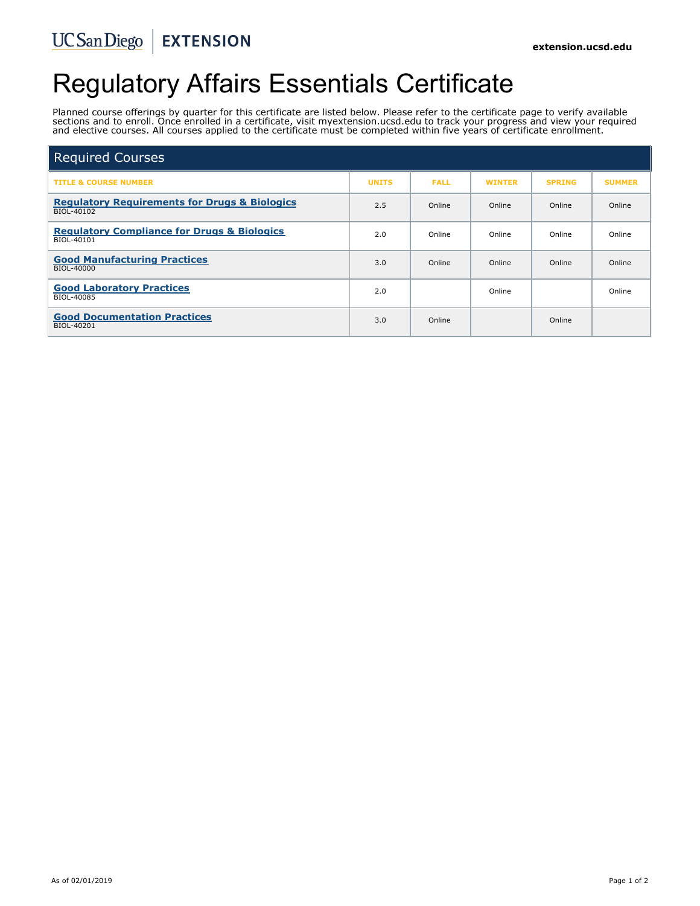UC San Diego | EXTENSION

extension.ucsd.edu

# Regulatory Affairs Essentials Certificate

Planned course offerings by quarter for this certificate are listed below. Please refer to the certificate page to verify available sections and to enroll. Once enrolled in a certificate, visit myextension.ucsd.edu to track your progress and view your required and elective courses. All courses applied to the certificate must be completed within five years of certificate enrollment.

## Required Courses

| TITLE & COURSE NUMBER | UNITS | FALL | WINTER | SPRING | SUMMER |
|---|---|---|---|---|---|
| **Regulatory Requirements for Drugs & Biologics** BIOL-40102 | 2.5 | Online | Online | Online | Online |
| **Regulatory Compliance for Drugs & Biologics** BIOL-40101 | 2.0 | Online | Online | Online | Online |
| **Good Manufacturing Practices** BIOL-40000 | 3.0 | Online | Online | Online | Online |
| **Good Laboratory Practices** BIOL-40085 | 2.0 | | Online | | Online |
| **Good Documentation Practices** BIOL-40201 | 3.0 | Online | | Online | |

As of 02/01/2019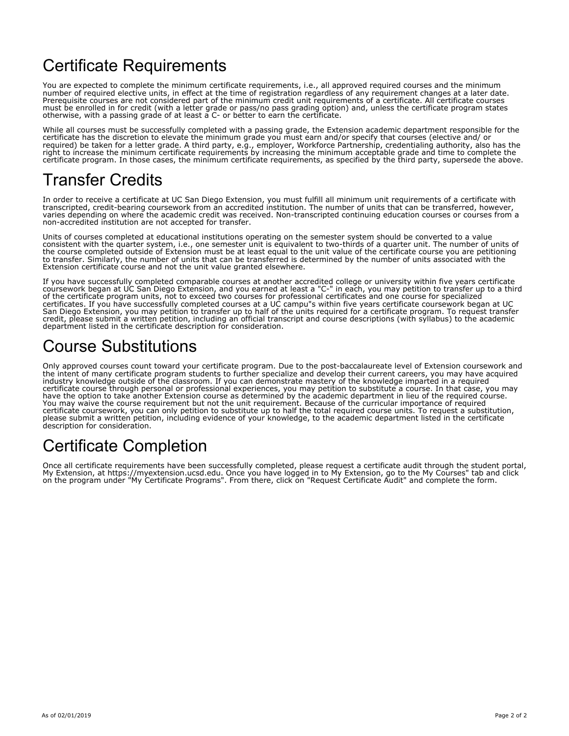# Certificate Requirements

You are expected to complete the minimum certificate requirements, i.e., all approved required courses and the minimum number of required elective units, in effect at the time of registration regardless of any requirement changes at a later date. Prerequisite courses are not considered part of the minimum credit unit requirements of a certificate. All certificate courses must be enrolled in for credit (with a letter grade or pass/no pass grading option) and, unless the certificate program states otherwise, with a passing grade of at least a C- or better to earn the certificate.

While all courses must be successfully completed with a passing grade, the Extension academic department responsible for the certificate has the discretion to elevate the minimum grade you must earn and/or specify that courses (elective and/ or required) be taken for a letter grade. A third party, e.g., employer, Workforce Partnership, credentialing authority, also has the right to increase the minimum certificate requirements by increasing the minimum acceptable grade and time to complete the certificate program. In those cases, the minimum certificate requirements, as specified by the third party, supersede the above.

# Transfer Credits

In order to receive a certificate at UC San Diego Extension, you must fulfill all minimum unit requirements of a certificate with transcripted, credit-bearing coursework from an accredited institution. The number of units that can be transferred, however, varies depending on where the academic credit was received. Non-transcripted continuing education courses or courses from a non-accredited institution are not accepted for transfer.

Units of courses completed at educational institutions operating on the semester system should be converted to a value consistent with the quarter system, i.e., one semester unit is equivalent to two-thirds of a quarter unit. The number of units of the course completed outside of Extension must be at least equal to the unit value of the certificate course you are petitioning to transfer. Similarly, the number of units that can be transferred is determined by the number of units associated with the Extension certificate course and not the unit value granted elsewhere.

If you have successfully completed comparable courses at another accredited college or university within five years certificate coursework began at UC San Diego Extension, and you earned at least a "C-" in each, you may petition to transfer up to a third of the certificate program units, not to exceed two courses for professional certificates and one course for specialized certificates. If you have successfully completed courses at a UC campu"s within five years certificate coursework began at UC San Diego Extension, you may petition to transfer up to half of the units required for a certificate program. To request transfer credit, please submit a written petition, including an official transcript and course descriptions (with syllabus) to the academic department listed in the certificate description for consideration.

# Course Substitutions

Only approved courses count toward your certificate program. Due to the post-baccalaureate level of Extension coursework and the intent of many certificate program students to further specialize and develop their current careers, you may have acquired industry knowledge outside of the classroom. If you can demonstrate mastery of the knowledge imparted in a required certificate course through personal or professional experiences, you may petition to substitute a course. In that case, you may have the option to take another Extension course as determined by the academic department in lieu of the required course. You may waive the course requirement but not the unit requirement. Because of the curricular importance of required certificate coursework, you can only petition to substitute up to half the total required course units. To request a substitution, please submit a written petition, including evidence of your knowledge, to the academic department listed in the certificate description for consideration.

# Certificate Completion

Once all certificate requirements have been successfully completed, please request a certificate audit through the student portal, My Extension, at https://myextension.ucsd.edu. Once you have logged in to My Extension, go to the My Courses" tab and click on the program under "My Certificate Programs". From there, click on "Request Certificate Audit" and complete the form.

As of 02/01/2019